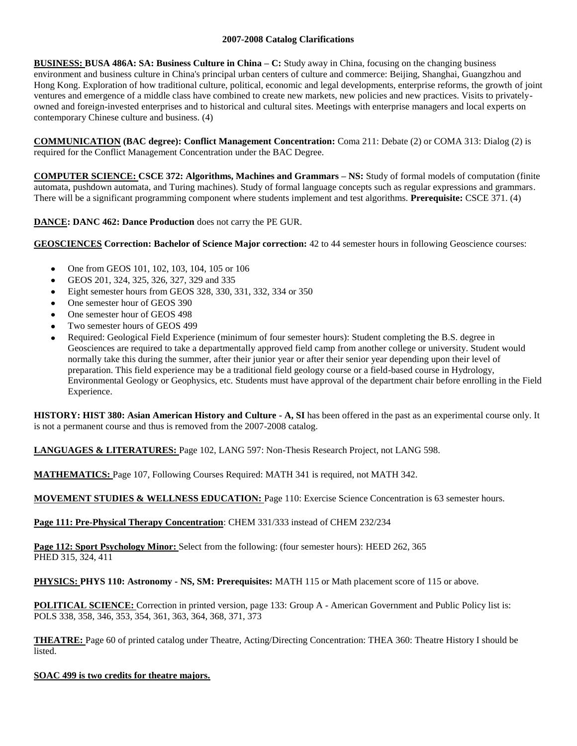**2007-2008 Catalog Clarifications**

**BUSINESS: BUSA 486A: SA: Business Culture in China – C:** Study away in China, focusing on the changing business environment and business culture in China's principal urban centers of culture and commerce: Beijing, Shanghai, Guangzhou and Hong Kong. Exploration of how traditional culture, political, economic and legal developments, enterprise reforms, the growth of joint ventures and emergence of a middle class have combined to create new markets, new policies and new practices. Visits to privately-owned and foreign-invested enterprises and to historical and cultural sites. Meetings with enterprise managers and local experts on contemporary Chinese culture and business. (4)

**COMMUNICATION (BAC degree): Conflict Management Concentration:** Coma 211: Debate (2) or COMA 313: Dialog (2) is required for the Conflict Management Concentration under the BAC Degree.

**COMPUTER SCIENCE: CSCE 372: Algorithms, Machines and Grammars – NS:** Study of formal models of computation (finite automata, pushdown automata, and Turing machines). Study of formal language concepts such as regular expressions and grammars. There will be a significant programming component where students implement and test algorithms. **Prerequisite:** CSCE 371. (4)

**DANCE: DANC 462: Dance Production** does not carry the PE GUR.

**GEOSCIENCES Correction: Bachelor of Science Major correction:** 42 to 44 semester hours in following Geoscience courses:

- One from GEOS 101, 102, 103, 104, 105 or 106
- GEOS 201, 324, 325, 326, 327, 329 and 335
- Eight semester hours from GEOS 328, 330, 331, 332, 334 or 350
- One semester hour of GEOS 390
- One semester hour of GEOS 498
- Two semester hours of GEOS 499
- Required: Geological Field Experience (minimum of four semester hours): Student completing the B.S. degree in Geosciences are required to take a departmentally approved field camp from another college or university. Student would normally take this during the summer, after their junior year or after their senior year depending upon their level of preparation. This field experience may be a traditional field geology course or a field-based course in Hydrology, Environmental Geology or Geophysics, etc. Students must have approval of the department chair before enrolling in the Field Experience.

**HISTORY: HIST 380: Asian American History and Culture - A, SI** has been offered in the past as an experimental course only. It is not a permanent course and thus is removed from the 2007-2008 catalog.

**LANGUAGES & LITERATURES:** Page 102, LANG 597: Non-Thesis Research Project, not LANG 598.

**MATHEMATICS:** Page 107, Following Courses Required: MATH 341 is required, not MATH 342.

**MOVEMENT STUDIES & WELLNESS EDUCATION:** Page 110: Exercise Science Concentration is 63 semester hours.

**Page 111: Pre-Physical Therapy Concentration**: CHEM 331/333 instead of CHEM 232/234

**Page 112: Sport Psychology Minor:** Select from the following: (four semester hours): HEED 262, 365
PHED 315, 324, 411

**PHYSICS: PHYS 110: Astronomy - NS, SM: Prerequisites:** MATH 115 or Math placement score of 115 or above.

**POLITICAL SCIENCE:** Correction in printed version, page 133: Group A - American Government and Public Policy list is: POLS 338, 358, 346, 353, 354, 361, 363, 364, 368, 371, 373

**THEATRE:** Page 60 of printed catalog under Theatre, Acting/Directing Concentration: THEA 360: Theatre History I should be listed.

**SOAC 499 is two credits for theatre majors.**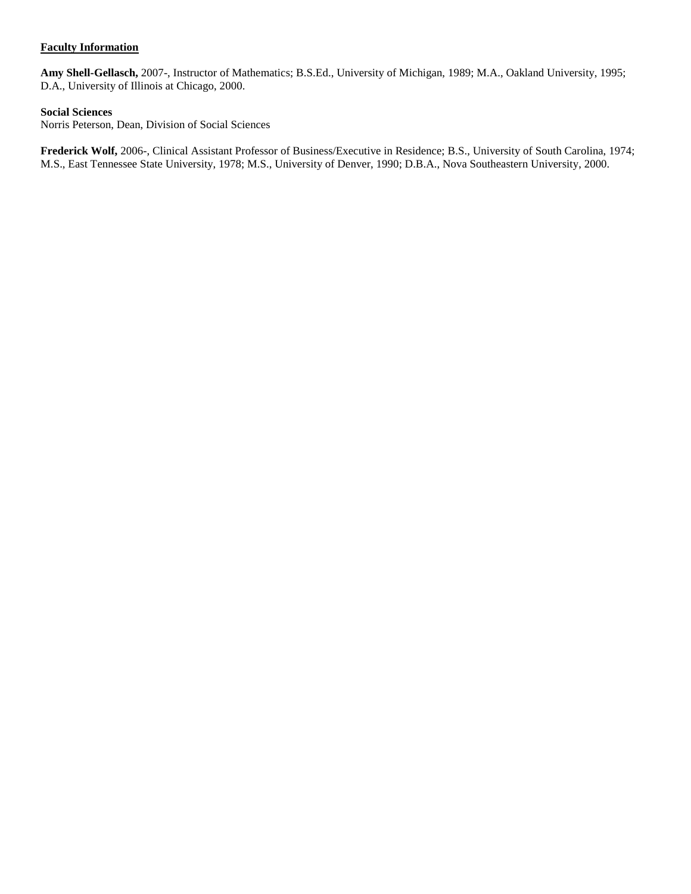**Faculty Information**

**Amy Shell-Gellasch,** 2007-, Instructor of Mathematics; B.S.Ed., University of Michigan, 1989; M.A., Oakland University, 1995; D.A., University of Illinois at Chicago, 2000.

**Social Sciences**
Norris Peterson, Dean, Division of Social Sciences

**Frederick Wolf,** 2006-, Clinical Assistant Professor of Business/Executive in Residence; B.S., University of South Carolina, 1974; M.S., East Tennessee State University, 1978; M.S., University of Denver, 1990; D.B.A., Nova Southeastern University, 2000.